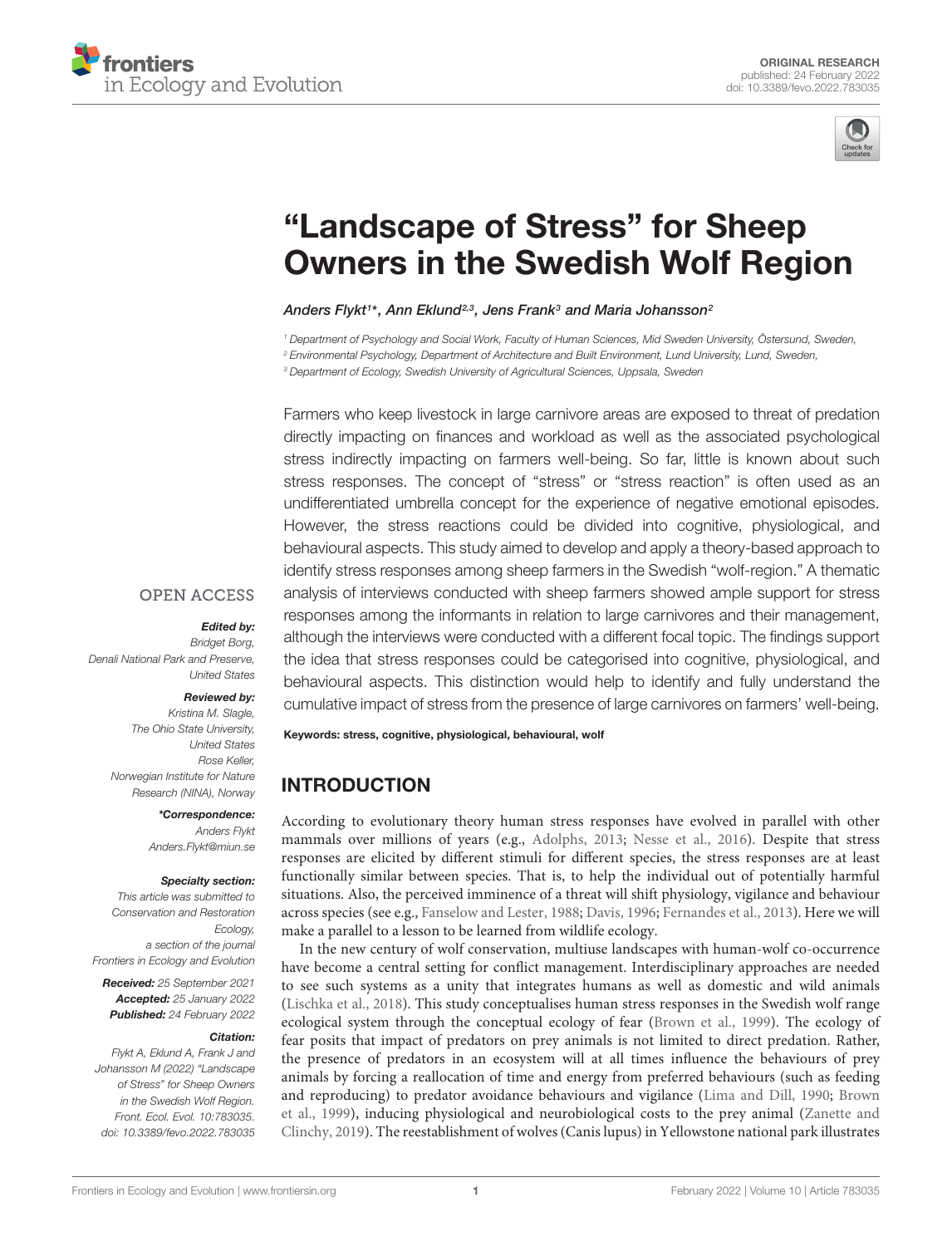ORIGINAL RESEARCH
published: 24 February 2022
doi: 10.3389/fevo.2022.783035

# "Landscape of Stress" for Sheep Owners in the Swedish Wolf Region

*Anders Flykt[1]\*, Ann Eklund[2,3], Jens Frank[3] and Maria Johansson[2]*

[1] Department of Psychology and Social Work, Faculty of Human Sciences, Mid Sweden University, Östersund, Sweden,
[2] Environmental Psychology, Department of Architecture and Built Environment, Lund University, Lund, Sweden,
[3] Department of Ecology, Swedish University of Agricultural Sciences, Uppsala, Sweden

Farmers who keep livestock in large carnivore areas are exposed to threat of predation directly impacting on finances and workload as well as the associated psychological stress indirectly impacting on farmers well-being. So far, little is known about such stress responses. The concept of "stress" or "stress reaction" is often used as an undifferentiated umbrella concept for the experience of negative emotional episodes. However, the stress reactions could be divided into cognitive, physiological, and behavioural aspects. This study aimed to develop and apply a theory-based approach to identify stress responses among sheep farmers in the Swedish "wolf-region." A thematic analysis of interviews conducted with sheep farmers showed ample support for stress responses among the informants in relation to large carnivores and their management, although the interviews were conducted with a different focal topic. The findings support the idea that stress responses could be categorised into cognitive, physiological, and behavioural aspects. This distinction would help to identify and fully understand the cumulative impact of stress from the presence of large carnivores on farmers' well-being.

**Keywords: stress, cognitive, physiological, behavioural, wolf**

OPEN ACCESS

***Edited by:***
Bridget Borg,
Denali National Park and Preserve,
United States

***Reviewed by:***
Kristina M. Slagle,
The Ohio State University,
United States
Rose Keller,
Norwegian Institute for Nature
Research (NINA), Norway

***\*Correspondence:***
Anders Flykt
Anders.Flykt@miun.se

***Specialty section:***
This article was submitted to
Conservation and Restoration
Ecology,
a section of the journal
Frontiers in Ecology and Evolution

***Received:*** 25 September 2021
***Accepted:*** 25 January 2022
***Published:*** 24 February 2022

***Citation:***
Flykt A, Eklund A, Frank J and
Johansson M (2022) "Landscape
of Stress" for Sheep Owners
in the Swedish Wolf Region.
Front. Ecol. Evol. 10:783035.
doi: 10.3389/fevo.2022.783035

## INTRODUCTION

According to evolutionary theory human stress responses have evolved in parallel with other mammals over millions of years (e.g., Adolphs, 2013; Nesse et al., 2016). Despite that stress responses are elicited by different stimuli for different species, the stress responses are at least functionally similar between species. That is, to help the individual out of potentially harmful situations. Also, the perceived imminence of a threat will shift physiology, vigilance and behaviour across species (see e.g., Fanselow and Lester, 1988; Davis, 1996; Fernandes et al., 2013). Here we will make a parallel to a lesson to be learned from wildlife ecology.

In the new century of wolf conservation, multiuse landscapes with human-wolf co-occurrence have become a central setting for conflict management. Interdisciplinary approaches are needed to see such systems as a unity that integrates humans as well as domestic and wild animals (Lischka et al., 2018). This study conceptualises human stress responses in the Swedish wolf range ecological system through the conceptual ecology of fear (Brown et al., 1999). The ecology of fear posits that impact of predators on prey animals is not limited to direct predation. Rather, the presence of predators in an ecosystem will at all times influence the behaviours of prey animals by forcing a reallocation of time and energy from preferred behaviours (such as feeding and reproducing) to predator avoidance behaviours and vigilance (Lima and Dill, 1990; Brown et al., 1999), inducing physiological and neurobiological costs to the prey animal (Zanette and Clinchy, 2019). The reestablishment of wolves (Canis lupus) in Yellowstone national park illustrates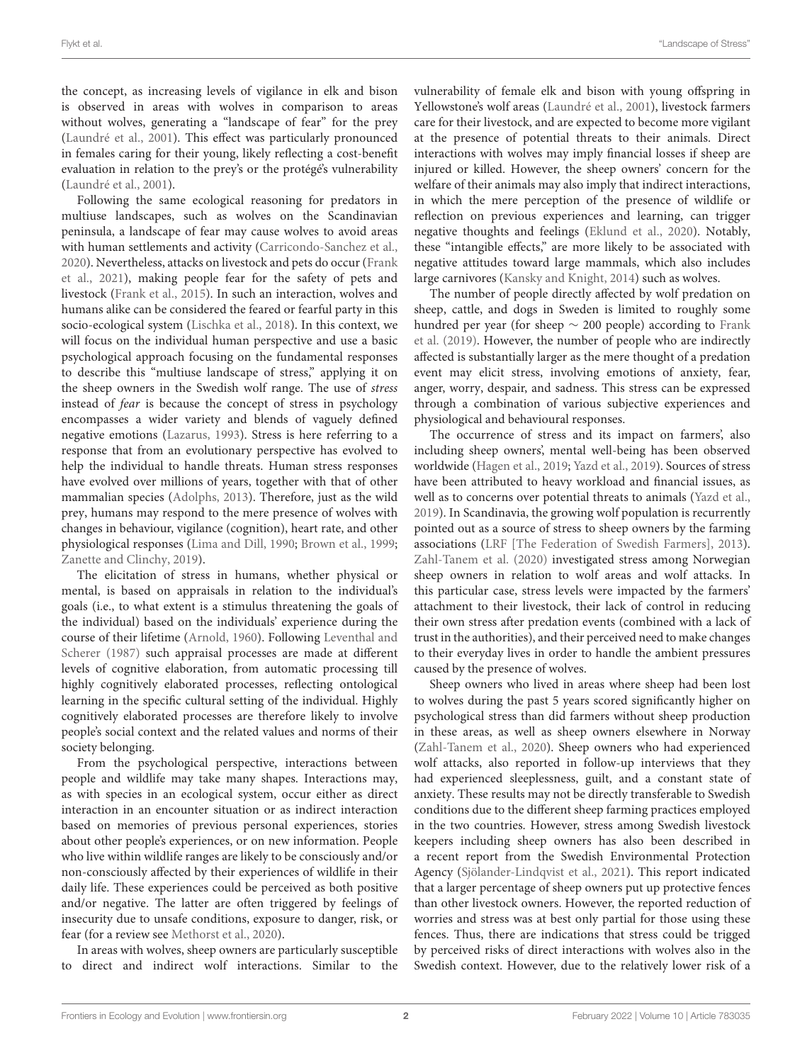the concept, as increasing levels of vigilance in elk and bison is observed in areas with wolves in comparison to areas without wolves, generating a "landscape of fear" for the prey (Laundré et al., 2001). This effect was particularly pronounced in females caring for their young, likely reflecting a cost-benefit evaluation in relation to the prey's or the protégé's vulnerability (Laundré et al., 2001).

Following the same ecological reasoning for predators in multiuse landscapes, such as wolves on the Scandinavian peninsula, a landscape of fear may cause wolves to avoid areas with human settlements and activity (Carricondo-Sanchez et al., 2020). Nevertheless, attacks on livestock and pets do occur (Frank et al., 2021), making people fear for the safety of pets and livestock (Frank et al., 2015). In such an interaction, wolves and humans alike can be considered the feared or fearful party in this socio-ecological system (Lischka et al., 2018). In this context, we will focus on the individual human perspective and use a basic psychological approach focusing on the fundamental responses to describe this "multiuse landscape of stress," applying it on the sheep owners in the Swedish wolf range. The use of *stress* instead of *fear* is because the concept of stress in psychology encompasses a wider variety and blends of vaguely defined negative emotions (Lazarus, 1993). Stress is here referring to a response that from an evolutionary perspective has evolved to help the individual to handle threats. Human stress responses have evolved over millions of years, together with that of other mammalian species (Adolphs, 2013). Therefore, just as the wild prey, humans may respond to the mere presence of wolves with changes in behaviour, vigilance (cognition), heart rate, and other physiological responses (Lima and Dill, 1990; Brown et al., 1999; Zanette and Clinchy, 2019).

The elicitation of stress in humans, whether physical or mental, is based on appraisals in relation to the individual's goals (i.e., to what extent is a stimulus threatening the goals of the individual) based on the individuals' experience during the course of their lifetime (Arnold, 1960). Following Leventhal and Scherer (1987) such appraisal processes are made at different levels of cognitive elaboration, from automatic processing till highly cognitively elaborated processes, reflecting ontological learning in the specific cultural setting of the individual. Highly cognitively elaborated processes are therefore likely to involve people's social context and the related values and norms of their society belonging.

From the psychological perspective, interactions between people and wildlife may take many shapes. Interactions may, as with species in an ecological system, occur either as direct interaction in an encounter situation or as indirect interaction based on memories of previous personal experiences, stories about other people's experiences, or on new information. People who live within wildlife ranges are likely to be consciously and/or non-consciously affected by their experiences of wildlife in their daily life. These experiences could be perceived as both positive and/or negative. The latter are often triggered by feelings of insecurity due to unsafe conditions, exposure to danger, risk, or fear (for a review see Methorst et al., 2020).

In areas with wolves, sheep owners are particularly susceptible to direct and indirect wolf interactions. Similar to the vulnerability of female elk and bison with young offspring in Yellowstone's wolf areas (Laundré et al., 2001), livestock farmers care for their livestock, and are expected to become more vigilant at the presence of potential threats to their animals. Direct interactions with wolves may imply financial losses if sheep are injured or killed. However, the sheep owners' concern for the welfare of their animals may also imply that indirect interactions, in which the mere perception of the presence of wildlife or reflection on previous experiences and learning, can trigger negative thoughts and feelings (Eklund et al., 2020). Notably, these "intangible effects," are more likely to be associated with negative attitudes toward large mammals, which also includes large carnivores (Kansky and Knight, 2014) such as wolves.

The number of people directly affected by wolf predation on sheep, cattle, and dogs in Sweden is limited to roughly some hundred per year (for sheep ~ 200 people) according to Frank et al. (2019). However, the number of people who are indirectly affected is substantially larger as the mere thought of a predation event may elicit stress, involving emotions of anxiety, fear, anger, worry, despair, and sadness. This stress can be expressed through a combination of various subjective experiences and physiological and behavioural responses.

The occurrence of stress and its impact on farmers', also including sheep owners', mental well-being has been observed worldwide (Hagen et al., 2019; Yazd et al., 2019). Sources of stress have been attributed to heavy workload and financial issues, as well as to concerns over potential threats to animals (Yazd et al., 2019). In Scandinavia, the growing wolf population is recurrently pointed out as a source of stress to sheep owners by the farming associations (LRF [The Federation of Swedish Farmers], 2013). Zahl-Tanem et al. (2020) investigated stress among Norwegian sheep owners in relation to wolf areas and wolf attacks. In this particular case, stress levels were impacted by the farmers' attachment to their livestock, their lack of control in reducing their own stress after predation events (combined with a lack of trust in the authorities), and their perceived need to make changes to their everyday lives in order to handle the ambient pressures caused by the presence of wolves.

Sheep owners who lived in areas where sheep had been lost to wolves during the past 5 years scored significantly higher on psychological stress than did farmers without sheep production in these areas, as well as sheep owners elsewhere in Norway (Zahl-Tanem et al., 2020). Sheep owners who had experienced wolf attacks, also reported in follow-up interviews that they had experienced sleeplessness, guilt, and a constant state of anxiety. These results may not be directly transferable to Swedish conditions due to the different sheep farming practices employed in the two countries. However, stress among Swedish livestock keepers including sheep owners has also been described in a recent report from the Swedish Environmental Protection Agency (Sjölander-Lindqvist et al., 2021). This report indicated that a larger percentage of sheep owners put up protective fences than other livestock owners. However, the reported reduction of worries and stress was at best only partial for those using these fences. Thus, there are indications that stress could be trigged by perceived risks of direct interactions with wolves also in the Swedish context. However, due to the relatively lower risk of a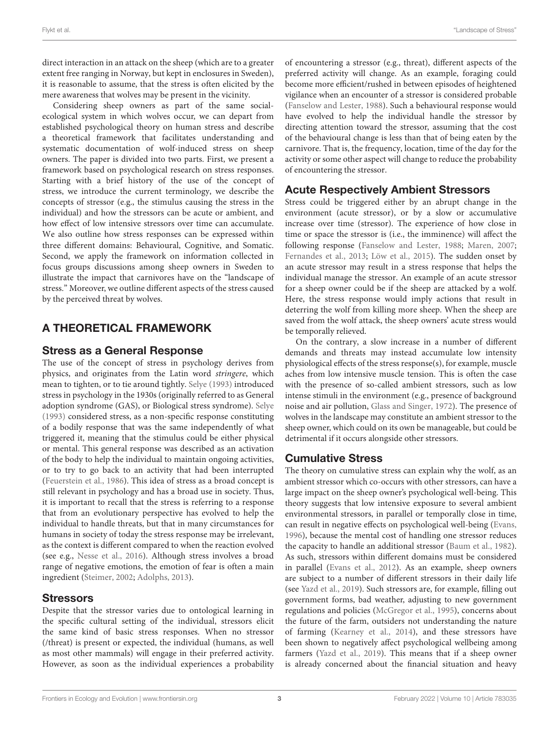direct interaction in an attack on the sheep (which are to a greater extent free ranging in Norway, but kept in enclosures in Sweden), it is reasonable to assume, that the stress is often elicited by the mere awareness that wolves may be present in the vicinity.

Considering sheep owners as part of the same social-ecological system in which wolves occur, we can depart from established psychological theory on human stress and describe a theoretical framework that facilitates understanding and systematic documentation of wolf-induced stress on sheep owners. The paper is divided into two parts. First, we present a framework based on psychological research on stress responses. Starting with a brief history of the use of the concept of stress, we introduce the current terminology, we describe the concepts of stressor (e.g., the stimulus causing the stress in the individual) and how the stressors can be acute or ambient, and how effect of low intensive stressors over time can accumulate. We also outline how stress responses can be expressed within three different domains: Behavioural, Cognitive, and Somatic. Second, we apply the framework on information collected in focus groups discussions among sheep owners in Sweden to illustrate the impact that carnivores have on the "landscape of stress." Moreover, we outline different aspects of the stress caused by the perceived threat by wolves.

## A THEORETICAL FRAMEWORK

### Stress as a General Response

The use of the concept of stress in psychology derives from physics, and originates from the Latin word *stringere*, which mean to tighten, or to tie around tightly. Selye (1993) introduced stress in psychology in the 1930s (originally referred to as General adoption syndrome (GAS), or Biological stress syndrome). Selye (1993) considered stress, as a non-specific response constituting of a bodily response that was the same independently of what triggered it, meaning that the stimulus could be either physical or mental. This general response was described as an activation of the body to help the individual to maintain ongoing activities, or to try to go back to an activity that had been interrupted (Feuerstein et al., 1986). This idea of stress as a broad concept is still relevant in psychology and has a broad use in society. Thus, it is important to recall that the stress is referring to a response that from an evolutionary perspective has evolved to help the individual to handle threats, but that in many circumstances for humans in society of today the stress response may be irrelevant, as the context is different compared to when the reaction evolved (see e.g., Nesse et al., 2016). Although stress involves a broad range of negative emotions, the emotion of fear is often a main ingredient (Steimer, 2002; Adolphs, 2013).

### Stressors

Despite that the stressor varies due to ontological learning in the specific cultural setting of the individual, stressors elicit the same kind of basic stress responses. When no stressor (/threat) is present or expected, the individual (humans, as well as most other mammals) will engage in their preferred activity. However, as soon as the individual experiences a probability of encountering a stressor (e.g., threat), different aspects of the preferred activity will change. As an example, foraging could become more efficient/rushed in between episodes of heightened vigilance when an encounter of a stressor is considered probable (Fanselow and Lester, 1988). Such a behavioural response would have evolved to help the individual handle the stressor by directing attention toward the stressor, assuming that the cost of the behavioural change is less than that of being eaten by the carnivore. That is, the frequency, location, time of the day for the activity or some other aspect will change to reduce the probability of encountering the stressor.

### Acute Respectively Ambient Stressors

Stress could be triggered either by an abrupt change in the environment (acute stressor), or by a slow or accumulative increase over time (stressor). The experience of how close in time or space the stressor is (i.e., the imminence) will affect the following response (Fanselow and Lester, 1988; Maren, 2007; Fernandes et al., 2013; Löw et al., 2015). The sudden onset by an acute stressor may result in a stress response that helps the individual manage the stressor. An example of an acute stressor for a sheep owner could be if the sheep are attacked by a wolf. Here, the stress response would imply actions that result in deterring the wolf from killing more sheep. When the sheep are saved from the wolf attack, the sheep owners' acute stress would be temporally relieved.

On the contrary, a slow increase in a number of different demands and threats may instead accumulate low intensity physiological effects of the stress response(s), for example, muscle aches from low intensive muscle tension. This is often the case with the presence of so-called ambient stressors, such as low intense stimuli in the environment (e.g., presence of background noise and air pollution, Glass and Singer, 1972). The presence of wolves in the landscape may constitute an ambient stressor to the sheep owner, which could on its own be manageable, but could be detrimental if it occurs alongside other stressors.

### Cumulative Stress

The theory on cumulative stress can explain why the wolf, as an ambient stressor which co-occurs with other stressors, can have a large impact on the sheep owner's psychological well-being. This theory suggests that low intensive exposure to several ambient environmental stressors, in parallel or temporally close in time, can result in negative effects on psychological well-being (Evans, 1996), because the mental cost of handling one stressor reduces the capacity to handle an additional stressor (Baum et al., 1982). As such, stressors within different domains must be considered in parallel (Evans et al., 2012). As an example, sheep owners are subject to a number of different stressors in their daily life (see Yazd et al., 2019). Such stressors are, for example, filling out government forms, bad weather, adjusting to new government regulations and policies (McGregor et al., 1995), concerns about the future of the farm, outsiders not understanding the nature of farming (Kearney et al., 2014), and these stressors have been shown to negatively affect psychological wellbeing among farmers (Yazd et al., 2019). This means that if a sheep owner is already concerned about the financial situation and heavy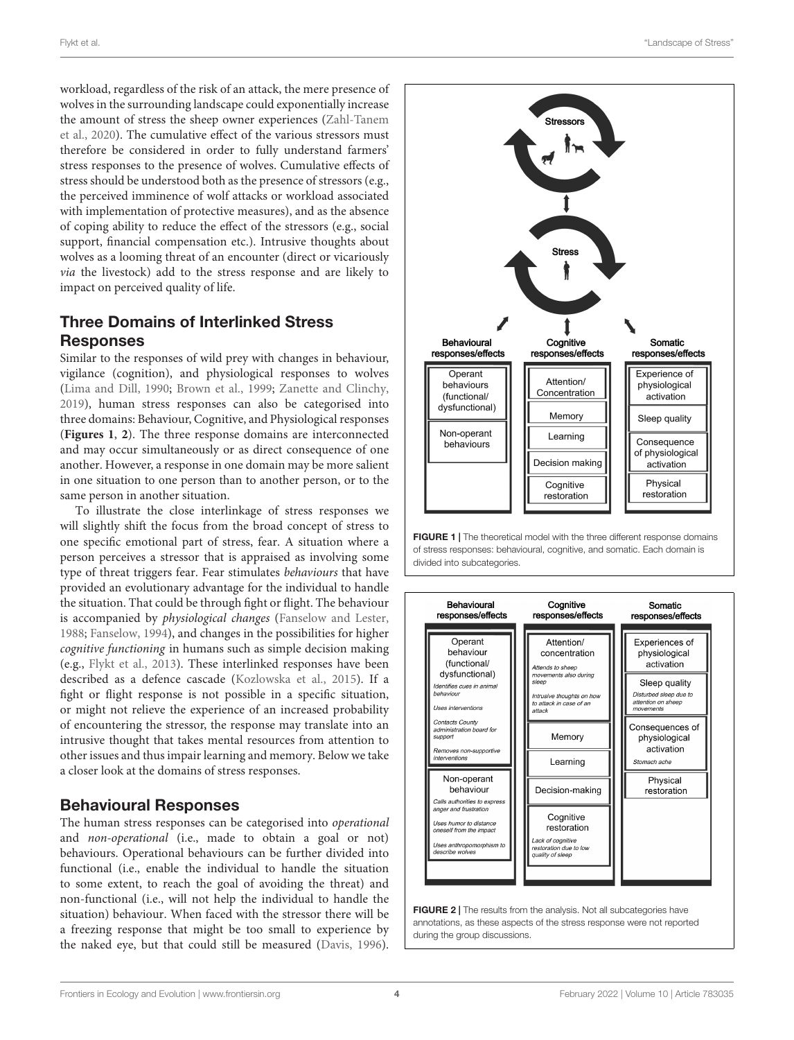workload, regardless of the risk of an attack, the mere presence of wolves in the surrounding landscape could exponentially increase the amount of stress the sheep owner experiences (Zahl-Tanem et al., 2020). The cumulative effect of the various stressors must therefore be considered in order to fully understand farmers' stress responses to the presence of wolves. Cumulative effects of stress should be understood both as the presence of stressors (e.g., the perceived imminence of wolf attacks or workload associated with implementation of protective measures), and as the absence of coping ability to reduce the effect of the stressors (e.g., social support, financial compensation etc.). Intrusive thoughts about wolves as a looming threat of an encounter (direct or vicariously *via* the livestock) add to the stress response and are likely to impact on perceived quality of life.

## Three Domains of Interlinked Stress Responses

Similar to the responses of wild prey with changes in behaviour, vigilance (cognition), and physiological responses to wolves (Lima and Dill, 1990; Brown et al., 1999; Zanette and Clinchy, 2019), human stress responses can also be categorised into three domains: Behaviour, Cognitive, and Physiological responses (**Figures 1**, **2**). The three response domains are interconnected and may occur simultaneously or as direct consequence of one another. However, a response in one domain may be more salient in one situation to one person than to another person, or to the same person in another situation.

To illustrate the close interlinkage of stress responses we will slightly shift the focus from the broad concept of stress to one specific emotional part of stress, fear. A situation where a person perceives a stressor that is appraised as involving some type of threat triggers fear. Fear stimulates *behaviours* that have provided an evolutionary advantage for the individual to handle the situation. That could be through fight or flight. The behaviour is accompanied by *physiological changes* (Fanselow and Lester, 1988; Fanselow, 1994), and changes in the possibilities for higher *cognitive functioning* in humans such as simple decision making (e.g., Flykt et al., 2013). These interlinked responses have been described as a defence cascade (Kozlowska et al., 2015). If a fight or flight response is not possible in a specific situation, or might not relieve the experience of an increased probability of encountering the stressor, the response may translate into an intrusive thought that takes mental resources from attention to other issues and thus impair learning and memory. Below we take a closer look at the domains of stress responses.

## Behavioural Responses

The human stress responses can be categorised into *operational* and *non-operational* (i.e., made to obtain a goal or not) behaviours. Operational behaviours can be further divided into functional (i.e., enable the individual to handle the situation to some extent, to reach the goal of avoiding the threat) and non-functional (i.e., will not help the individual to handle the situation) behaviour. When faced with the stressor there will be a freezing response that might be too small to experience by the naked eye, but that could still be measured (Davis, 1996).

**FIGURE 1 |** The theoretical model with the three different response domains of stress responses: behavioural, cognitive, and somatic. Each domain is divided into subcategories.

**FIGURE 2 |** The results from the analysis. Not all subcategories have annotations, as these aspects of the stress response were not reported during the group discussions.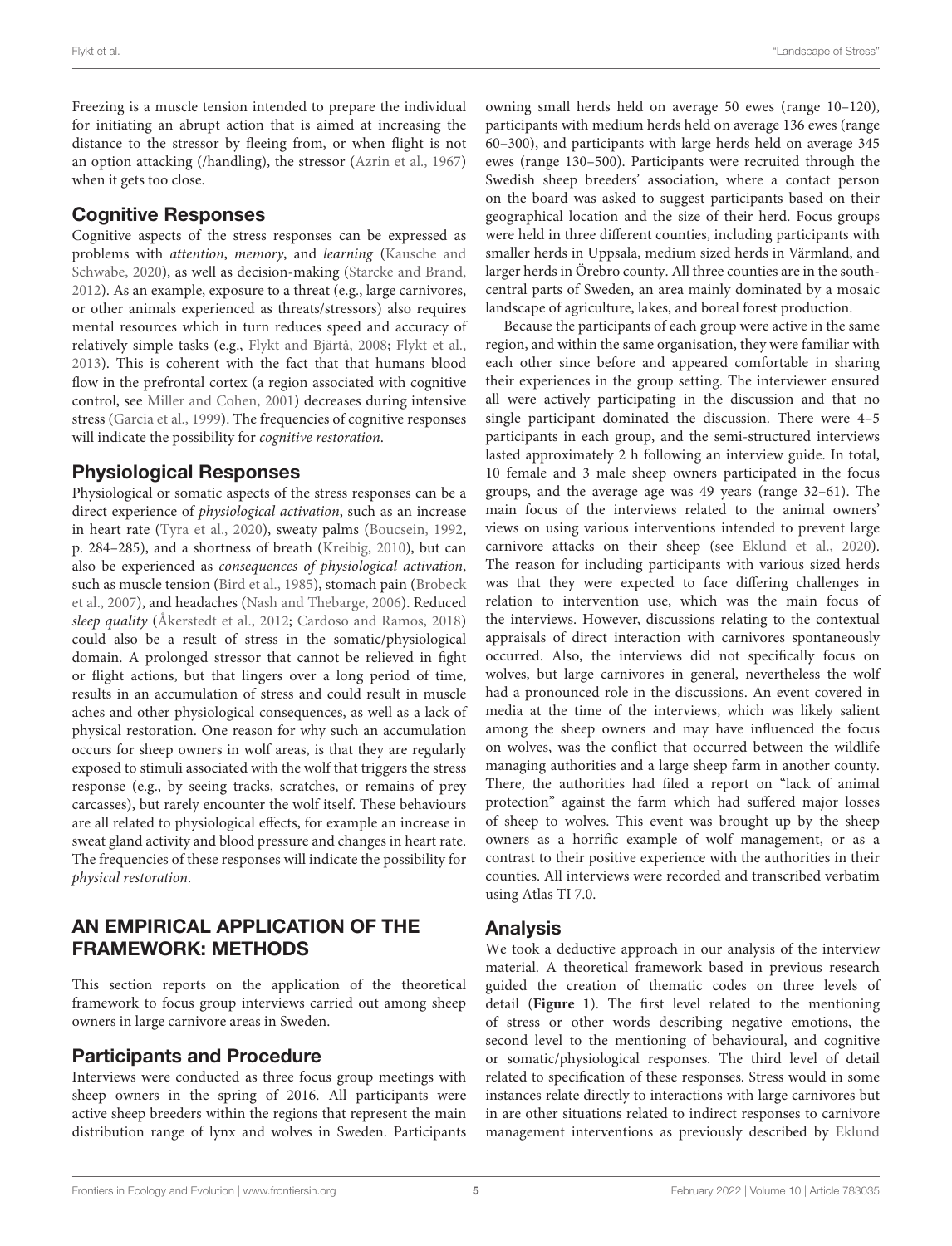Freezing is a muscle tension intended to prepare the individual for initiating an abrupt action that is aimed at increasing the distance to the stressor by fleeing from, or when flight is not an option attacking (/handling), the stressor (Azrin et al., 1967) when it gets too close.

## Cognitive Responses

Cognitive aspects of the stress responses can be expressed as problems with *attention*, *memory*, and *learning* (Kausche and Schwabe, 2020), as well as decision-making (Starcke and Brand, 2012). As an example, exposure to a threat (e.g., large carnivores, or other animals experienced as threats/stressors) also requires mental resources which in turn reduces speed and accuracy of relatively simple tasks (e.g., Flykt and Bjärtå, 2008; Flykt et al., 2013). This is coherent with the fact that that humans blood flow in the prefrontal cortex (a region associated with cognitive control, see Miller and Cohen, 2001) decreases during intensive stress (Garcia et al., 1999). The frequencies of cognitive responses will indicate the possibility for *cognitive restoration*.

## Physiological Responses

Physiological or somatic aspects of the stress responses can be a direct experience of *physiological activation*, such as an increase in heart rate (Tyra et al., 2020), sweaty palms (Boucsein, 1992, p. 284–285), and a shortness of breath (Kreibig, 2010), but can also be experienced as *consequences of physiological activation*, such as muscle tension (Bird et al., 1985), stomach pain (Brobeck et al., 2007), and headaches (Nash and Thebarge, 2006). Reduced *sleep quality* (Åkerstedt et al., 2012; Cardoso and Ramos, 2018) could also be a result of stress in the somatic/physiological domain. A prolonged stressor that cannot be relieved in fight or flight actions, but that lingers over a long period of time, results in an accumulation of stress and could result in muscle aches and other physiological consequences, as well as a lack of physical restoration. One reason for why such an accumulation occurs for sheep owners in wolf areas, is that they are regularly exposed to stimuli associated with the wolf that triggers the stress response (e.g., by seeing tracks, scratches, or remains of prey carcasses), but rarely encounter the wolf itself. These behaviours are all related to physiological effects, for example an increase in sweat gland activity and blood pressure and changes in heart rate. The frequencies of these responses will indicate the possibility for *physical restoration*.

# AN EMPIRICAL APPLICATION OF THE FRAMEWORK: METHODS

This section reports on the application of the theoretical framework to focus group interviews carried out among sheep owners in large carnivore areas in Sweden.

## Participants and Procedure

Interviews were conducted as three focus group meetings with sheep owners in the spring of 2016. All participants were active sheep breeders within the regions that represent the main distribution range of lynx and wolves in Sweden. Participants owning small herds held on average 50 ewes (range 10–120), participants with medium herds held on average 136 ewes (range 60–300), and participants with large herds held on average 345 ewes (range 130–500). Participants were recruited through the Swedish sheep breeders' association, where a contact person on the board was asked to suggest participants based on their geographical location and the size of their herd. Focus groups were held in three different counties, including participants with smaller herds in Uppsala, medium sized herds in Värmland, and larger herds in Örebro county. All three counties are in the south-central parts of Sweden, an area mainly dominated by a mosaic landscape of agriculture, lakes, and boreal forest production.

Because the participants of each group were active in the same region, and within the same organisation, they were familiar with each other since before and appeared comfortable in sharing their experiences in the group setting. The interviewer ensured all were actively participating in the discussion and that no single participant dominated the discussion. There were 4–5 participants in each group, and the semi-structured interviews lasted approximately 2 h following an interview guide. In total, 10 female and 3 male sheep owners participated in the focus groups, and the average age was 49 years (range 32–61). The main focus of the interviews related to the animal owners' views on using various interventions intended to prevent large carnivore attacks on their sheep (see Eklund et al., 2020). The reason for including participants with various sized herds was that they were expected to face differing challenges in relation to intervention use, which was the main focus of the interviews. However, discussions relating to the contextual appraisals of direct interaction with carnivores spontaneously occurred. Also, the interviews did not specifically focus on wolves, but large carnivores in general, nevertheless the wolf had a pronounced role in the discussions. An event covered in media at the time of the interviews, which was likely salient among the sheep owners and may have influenced the focus on wolves, was the conflict that occurred between the wildlife managing authorities and a large sheep farm in another county. There, the authorities had filed a report on "lack of animal protection" against the farm which had suffered major losses of sheep to wolves. This event was brought up by the sheep owners as a horrific example of wolf management, or as a contrast to their positive experience with the authorities in their counties. All interviews were recorded and transcribed verbatim using Atlas TI 7.0.

## Analysis

We took a deductive approach in our analysis of the interview material. A theoretical framework based in previous research guided the creation of thematic codes on three levels of detail (**Figure 1**). The first level related to the mentioning of stress or other words describing negative emotions, the second level to the mentioning of behavioural, and cognitive or somatic/physiological responses. The third level of detail related to specification of these responses. Stress would in some instances relate directly to interactions with large carnivores but in are other situations related to indirect responses to carnivore management interventions as previously described by Eklund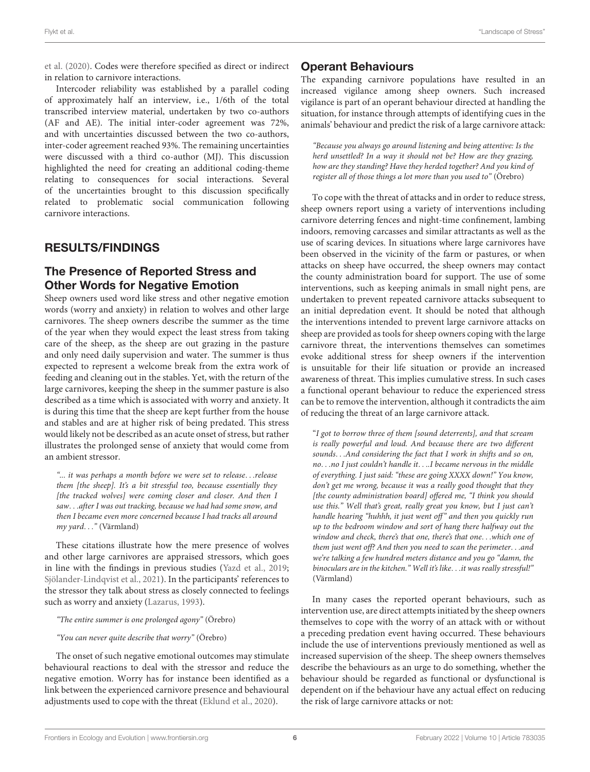et al. (2020). Codes were therefore specified as direct or indirect in relation to carnivore interactions.

Intercoder reliability was established by a parallel coding of approximately half an interview, i.e., 1/6th of the total transcribed interview material, undertaken by two co-authors (AF and AE). The initial inter-coder agreement was 72%, and with uncertainties discussed between the two co-authors, inter-coder agreement reached 93%. The remaining uncertainties were discussed with a third co-author (MJ). This discussion highlighted the need for creating an additional coding-theme relating to consequences for social interactions. Several of the uncertainties brought to this discussion specifically related to problematic social communication following carnivore interactions.

## RESULTS/FINDINGS

### The Presence of Reported Stress and Other Words for Negative Emotion

Sheep owners used word like stress and other negative emotion words (worry and anxiety) in relation to wolves and other large carnivores. The sheep owners describe the summer as the time of the year when they would expect the least stress from taking care of the sheep, as the sheep are out grazing in the pasture and only need daily supervision and water. The summer is thus expected to represent a welcome break from the extra work of feeding and cleaning out in the stables. Yet, with the return of the large carnivores, keeping the sheep in the summer pasture is also described as a time which is associated with worry and anxiety. It is during this time that the sheep are kept further from the house and stables and are at higher risk of being predated. This stress would likely not be described as an acute onset of stress, but rather illustrates the prolonged sense of anxiety that would come from an ambient stressor.

> *"... it was perhaps a month before we were set to release…release them [the sheep]. It's a bit stressful too, because essentially they [the tracked wolves] were coming closer and closer. And then I saw…after I was out tracking, because we had had some snow, and then I became even more concerned because I had tracks all around my yard…"* (Värmland)

These citations illustrate how the mere presence of wolves and other large carnivores are appraised stressors, which goes in line with the findings in previous studies (Yazd et al., 2019; Sjölander-Lindqvist et al., 2021). In the participants' references to the stressor they talk about stress as closely connected to feelings such as worry and anxiety (Lazarus, 1993).

> *"The entire summer is one prolonged agony"* (Örebro)

> *"You can never quite describe that worry"* (Örebro)

The onset of such negative emotional outcomes may stimulate behavioural reactions to deal with the stressor and reduce the negative emotion. Worry has for instance been identified as a link between the experienced carnivore presence and behavioural adjustments used to cope with the threat (Eklund et al., 2020).

### Operant Behaviours

The expanding carnivore populations have resulted in an increased vigilance among sheep owners. Such increased vigilance is part of an operant behaviour directed at handling the situation, for instance through attempts of identifying cues in the animals' behaviour and predict the risk of a large carnivore attack:

> *"Because you always go around listening and being attentive: Is the herd unsettled? In a way it should not be? How are they grazing, how are they standing? Have they herded together? And you kind of register all of those things a lot more than you used to"* (Örebro)

To cope with the threat of attacks and in order to reduce stress, sheep owners report using a variety of interventions including carnivore deterring fences and night-time confinement, lambing indoors, removing carcasses and similar attractants as well as the use of scaring devices. In situations where large carnivores have been observed in the vicinity of the farm or pastures, or when attacks on sheep have occurred, the sheep owners may contact the county administration board for support. The use of some interventions, such as keeping animals in small night pens, are undertaken to prevent repeated carnivore attacks subsequent to an initial depredation event. It should be noted that although the interventions intended to prevent large carnivore attacks on sheep are provided as tools for sheep owners coping with the large carnivore threat, the interventions themselves can sometimes evoke additional stress for sheep owners if the intervention is unsuitable for their life situation or provide an increased awareness of threat. This implies cumulative stress. In such cases a functional operant behaviour to reduce the experienced stress can be to remove the intervention, although it contradicts the aim of reducing the threat of an large carnivore attack.

> "*I got to borrow three of them [sound deterrents], and that scream is really powerful and loud. And because there are two different sounds…And considering the fact that I work in shifts and so on, no…no I just couldn't handle it….I became nervous in the middle of everything. I just said: "these are going XXXX down!" You know, don't get me wrong, because it was a really good thought that they [the county administration board] offered me, "I think you should use this." Well that's great, really great you know, but I just can't handle hearing "huhhh, it just went off" and then you quickly run up to the bedroom window and sort of hang there halfway out the window and check, there's that one, there's that one…which one of them just went off? And then you need to scan the perimeter…and we're talking a few hundred meters distance and you go "damn, the binoculars are in the kitchen." Well it's like…it was really stressful!"* (Värmland)

In many cases the reported operant behaviours, such as intervention use, are direct attempts initiated by the sheep owners themselves to cope with the worry of an attack with or without a preceding predation event having occurred. These behaviours include the use of interventions previously mentioned as well as increased supervision of the sheep. The sheep owners themselves describe the behaviours as an urge to do something, whether the behaviour should be regarded as functional or dysfunctional is dependent on if the behaviour have any actual effect on reducing the risk of large carnivore attacks or not: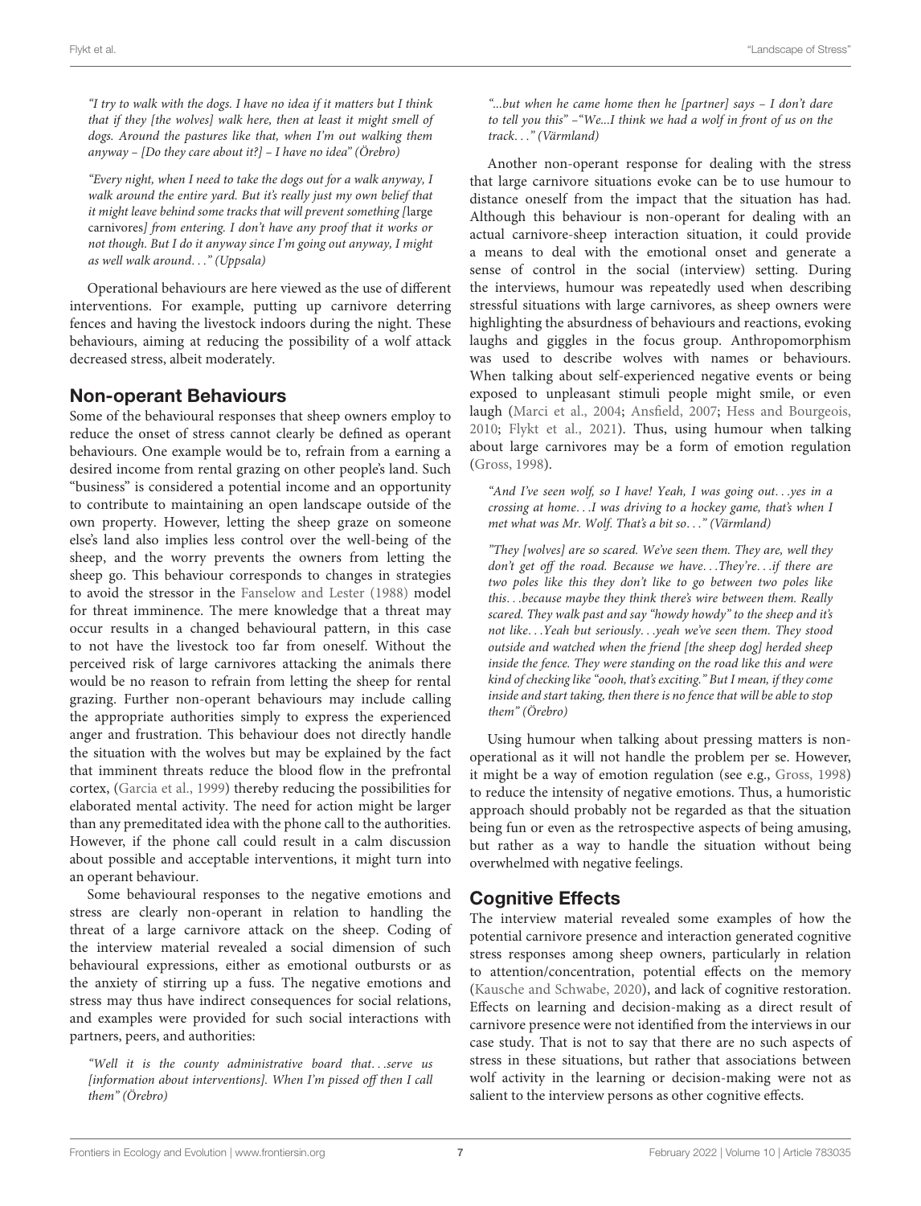*"I try to walk with the dogs. I have no idea if it matters but I think that if they [the wolves] walk here, then at least it might smell of dogs. Around the pastures like that, when I'm out walking them anyway – [Do they care about it?] – I have no idea" (Örebro)*

*"Every night, when I need to take the dogs out for a walk anyway, I walk around the entire yard. But it's really just my own belief that it might leave behind some tracks that will prevent something [*large carnivores*] from entering. I don't have any proof that it works or not though. But I do it anyway since I'm going out anyway, I might as well walk around. . ." (Uppsala)*

Operational behaviours are here viewed as the use of different interventions. For example, putting up carnivore deterring fences and having the livestock indoors during the night. These behaviours, aiming at reducing the possibility of a wolf attack decreased stress, albeit moderately.

## Non-operant Behaviours

Some of the behavioural responses that sheep owners employ to reduce the onset of stress cannot clearly be defined as operant behaviours. One example would be to, refrain from a earning a desired income from rental grazing on other people's land. Such "business" is considered a potential income and an opportunity to contribute to maintaining an open landscape outside of the own property. However, letting the sheep graze on someone else's land also implies less control over the well-being of the sheep, and the worry prevents the owners from letting the sheep go. This behaviour corresponds to changes in strategies to avoid the stressor in the Fanselow and Lester (1988) model for threat imminence. The mere knowledge that a threat may occur results in a changed behavioural pattern, in this case to not have the livestock too far from oneself. Without the perceived risk of large carnivores attacking the animals there would be no reason to refrain from letting the sheep for rental grazing. Further non-operant behaviours may include calling the appropriate authorities simply to express the experienced anger and frustration. This behaviour does not directly handle the situation with the wolves but may be explained by the fact that imminent threats reduce the blood flow in the prefrontal cortex, (Garcia et al., 1999) thereby reducing the possibilities for elaborated mental activity. The need for action might be larger than any premeditated idea with the phone call to the authorities. However, if the phone call could result in a calm discussion about possible and acceptable interventions, it might turn into an operant behaviour.

Some behavioural responses to the negative emotions and stress are clearly non-operant in relation to handling the threat of a large carnivore attack on the sheep. Coding of the interview material revealed a social dimension of such behavioural expressions, either as emotional outbursts or as the anxiety of stirring up a fuss. The negative emotions and stress may thus have indirect consequences for social relations, and examples were provided for such social interactions with partners, peers, and authorities:

*"Well it is the county administrative board that. . .serve us [information about interventions]. When I'm pissed off then I call them" (Örebro)*

*"...but when he came home then he [partner] says – I don't dare to tell you this" –"We...I think we had a wolf in front of us on the track. . ." (Värmland)*

Another non-operant response for dealing with the stress that large carnivore situations evoke can be to use humour to distance oneself from the impact that the situation has had. Although this behaviour is non-operant for dealing with an actual carnivore-sheep interaction situation, it could provide a means to deal with the emotional onset and generate a sense of control in the social (interview) setting. During the interviews, humour was repeatedly used when describing stressful situations with large carnivores, as sheep owners were highlighting the absurdness of behaviours and reactions, evoking laughs and giggles in the focus group. Anthropomorphism was used to describe wolves with names or behaviours. When talking about self-experienced negative events or being exposed to unpleasant stimuli people might smile, or even laugh (Marci et al., 2004; Ansfield, 2007; Hess and Bourgeois, 2010; Flykt et al., 2021). Thus, using humour when talking about large carnivores may be a form of emotion regulation (Gross, 1998).

*"And I've seen wolf, so I have! Yeah, I was going out. . .yes in a crossing at home. . .I was driving to a hockey game, that's when I met what was Mr. Wolf. That's a bit so. . ." (Värmland)*

*"They [wolves] are so scared. We've seen them. They are, well they don't get off the road. Because we have. . .They're. . .if there are two poles like this they don't like to go between two poles like this. . .because maybe they think there's wire between them. Really scared. They walk past and say "howdy howdy" to the sheep and it's not like. . .Yeah but seriously. . .yeah we've seen them. They stood outside and watched when the friend [the sheep dog] herded sheep inside the fence. They were standing on the road like this and were kind of checking like "oooh, that's exciting." But I mean, if they come inside and start taking, then there is no fence that will be able to stop them" (Örebro)*

Using humour when talking about pressing matters is non-operational as it will not handle the problem per se. However, it might be a way of emotion regulation (see e.g., Gross, 1998) to reduce the intensity of negative emotions. Thus, a humoristic approach should probably not be regarded as that the situation being fun or even as the retrospective aspects of being amusing, but rather as a way to handle the situation without being overwhelmed with negative feelings.

## Cognitive Effects

The interview material revealed some examples of how the potential carnivore presence and interaction generated cognitive stress responses among sheep owners, particularly in relation to attention/concentration, potential effects on the memory (Kausche and Schwabe, 2020), and lack of cognitive restoration. Effects on learning and decision-making as a direct result of carnivore presence were not identified from the interviews in our case study. That is not to say that there are no such aspects of stress in these situations, but rather that associations between wolf activity in the learning or decision-making were not as salient to the interview persons as other cognitive effects.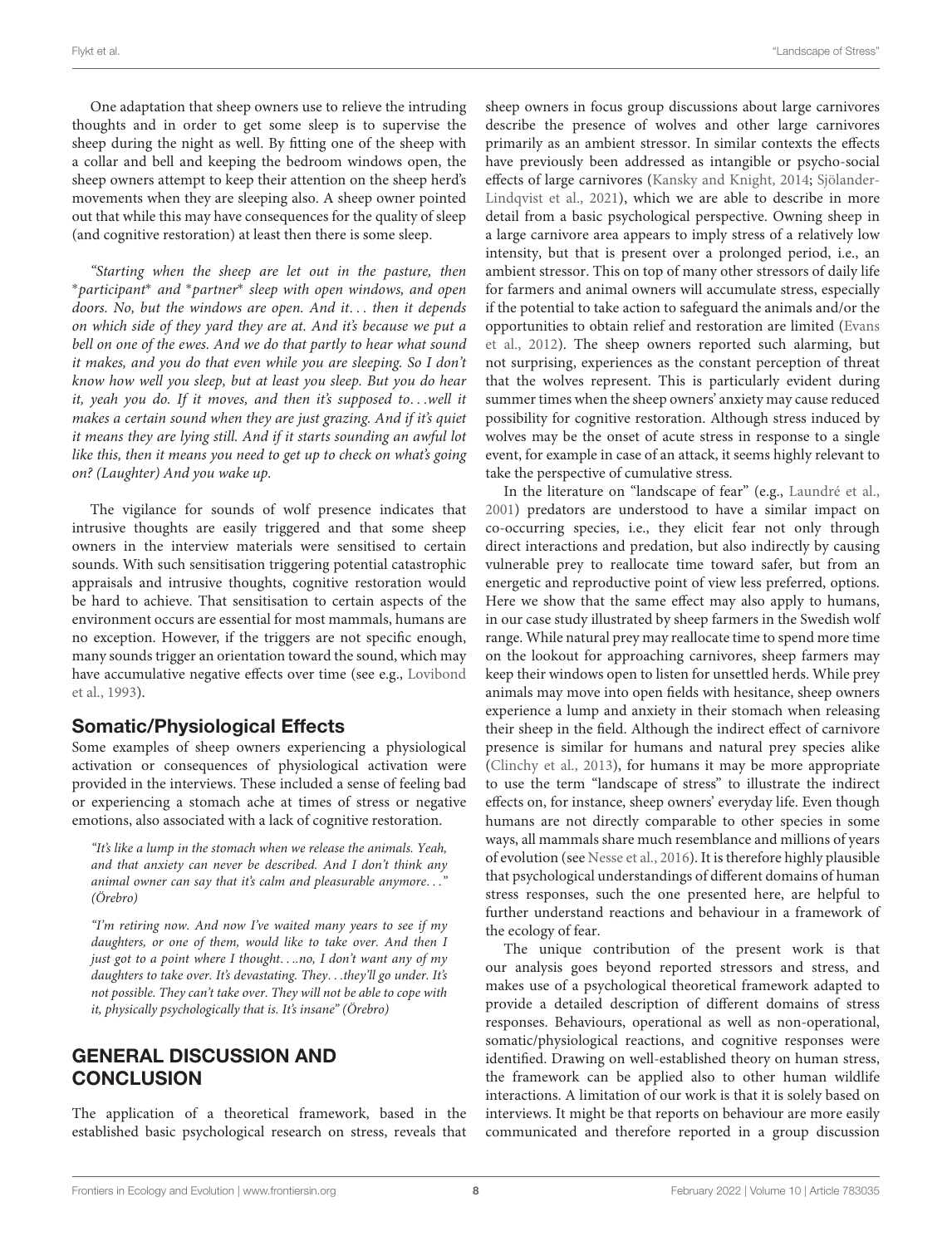One adaptation that sheep owners use to relieve the intruding thoughts and in order to get some sleep is to supervise the sheep during the night as well. By fitting one of the sheep with a collar and bell and keeping the bedroom windows open, the sheep owners attempt to keep their attention on the sheep herd's movements when they are sleeping also. A sheep owner pointed out that while this may have consequences for the quality of sleep (and cognitive restoration) at least then there is some sleep.

*"Starting when the sheep are let out in the pasture, then *participant* and *partner* sleep with open windows, and open doors. No, but the windows are open. And it... then it depends on which side of they yard they are at. And it's because we put a bell on one of the ewes. And we do that partly to hear what sound it makes, and you do that even while you are sleeping. So I don't know how well you sleep, but at least you sleep. But you do hear it, yeah you do. If it moves, and then it's supposed to...well it makes a certain sound when they are just grazing. And if it's quiet it means they are lying still. And if it starts sounding an awful lot like this, then it means you need to get up to check on what's going on? (Laughter) And you wake up.*

The vigilance for sounds of wolf presence indicates that intrusive thoughts are easily triggered and that some sheep owners in the interview materials were sensitised to certain sounds. With such sensitisation triggering potential catastrophic appraisals and intrusive thoughts, cognitive restoration would be hard to achieve. That sensitisation to certain aspects of the environment occurs are essential for most mammals, humans are no exception. However, if the triggers are not specific enough, many sounds trigger an orientation toward the sound, which may have accumulative negative effects over time (see e.g., Lovibond et al., 1993).

## Somatic/Physiological Effects

Some examples of sheep owners experiencing a physiological activation or consequences of physiological activation were provided in the interviews. These included a sense of feeling bad or experiencing a stomach ache at times of stress or negative emotions, also associated with a lack of cognitive restoration.

*"It's like a lump in the stomach when we release the animals. Yeah, and that anxiety can never be described. And I don't think any animal owner can say that it's calm and pleasurable anymore..." (Örebro)*

*"I'm retiring now. And now I've waited many years to see if my daughters, or one of them, would like to take over. And then I just got to a point where I thought....no, I don't want any of my daughters to take over. It's devastating. They...they'll go under. It's not possible. They can't take over. They will not be able to cope with it, physically psychologically that is. It's insane" (Örebro)*

# GENERAL DISCUSSION AND CONCLUSION

The application of a theoretical framework, based in the established basic psychological research on stress, reveals that sheep owners in focus group discussions about large carnivores describe the presence of wolves and other large carnivores primarily as an ambient stressor. In similar contexts the effects have previously been addressed as intangible or psycho-social effects of large carnivores (Kansky and Knight, 2014; Sjölander-Lindqvist et al., 2021), which we are able to describe in more detail from a basic psychological perspective. Owning sheep in a large carnivore area appears to imply stress of a relatively low intensity, but that is present over a prolonged period, i.e., an ambient stressor. This on top of many other stressors of daily life for farmers and animal owners will accumulate stress, especially if the potential to take action to safeguard the animals and/or the opportunities to obtain relief and restoration are limited (Evans et al., 2012). The sheep owners reported such alarming, but not surprising, experiences as the constant perception of threat that the wolves represent. This is particularly evident during summer times when the sheep owners' anxiety may cause reduced possibility for cognitive restoration. Although stress induced by wolves may be the onset of acute stress in response to a single event, for example in case of an attack, it seems highly relevant to take the perspective of cumulative stress.

In the literature on "landscape of fear" (e.g., Laundré et al., 2001) predators are understood to have a similar impact on co-occurring species, i.e., they elicit fear not only through direct interactions and predation, but also indirectly by causing vulnerable prey to reallocate time toward safer, but from an energetic and reproductive point of view less preferred, options. Here we show that the same effect may also apply to humans, in our case study illustrated by sheep farmers in the Swedish wolf range. While natural prey may reallocate time to spend more time on the lookout for approaching carnivores, sheep farmers may keep their windows open to listen for unsettled herds. While prey animals may move into open fields with hesitance, sheep owners experience a lump and anxiety in their stomach when releasing their sheep in the field. Although the indirect effect of carnivore presence is similar for humans and natural prey species alike (Clinchy et al., 2013), for humans it may be more appropriate to use the term "landscape of stress" to illustrate the indirect effects on, for instance, sheep owners' everyday life. Even though humans are not directly comparable to other species in some ways, all mammals share much resemblance and millions of years of evolution (see Nesse et al., 2016). It is therefore highly plausible that psychological understandings of different domains of human stress responses, such the one presented here, are helpful to further understand reactions and behaviour in a framework of the ecology of fear.

The unique contribution of the present work is that our analysis goes beyond reported stressors and stress, and makes use of a psychological theoretical framework adapted to provide a detailed description of different domains of stress responses. Behaviours, operational as well as non-operational, somatic/physiological reactions, and cognitive responses were identified. Drawing on well-established theory on human stress, the framework can be applied also to other human wildlife interactions. A limitation of our work is that it is solely based on interviews. It might be that reports on behaviour are more easily communicated and therefore reported in a group discussion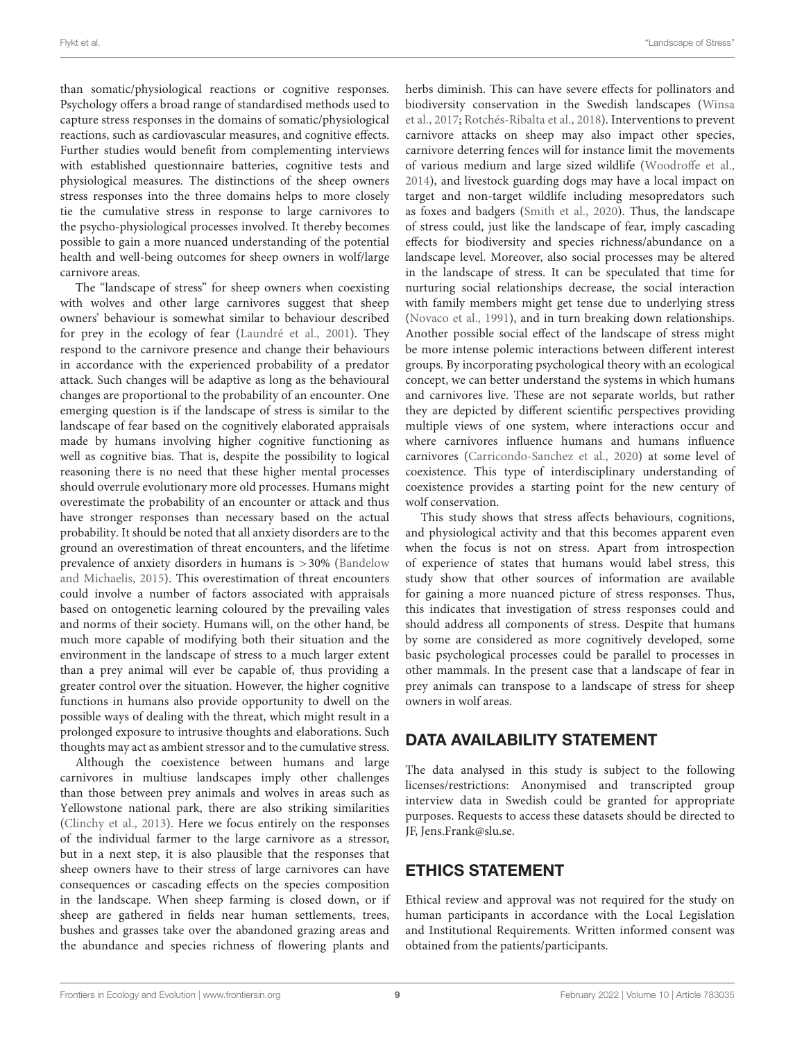than somatic/physiological reactions or cognitive responses. Psychology offers a broad range of standardised methods used to capture stress responses in the domains of somatic/physiological reactions, such as cardiovascular measures, and cognitive effects. Further studies would benefit from complementing interviews with established questionnaire batteries, cognitive tests and physiological measures. The distinctions of the sheep owners stress responses into the three domains helps to more closely tie the cumulative stress in response to large carnivores to the psycho-physiological processes involved. It thereby becomes possible to gain a more nuanced understanding of the potential health and well-being outcomes for sheep owners in wolf/large carnivore areas.

The "landscape of stress" for sheep owners when coexisting with wolves and other large carnivores suggest that sheep owners' behaviour is somewhat similar to behaviour described for prey in the ecology of fear (Laundré et al., 2001). They respond to the carnivore presence and change their behaviours in accordance with the experienced probability of a predator attack. Such changes will be adaptive as long as the behavioural changes are proportional to the probability of an encounter. One emerging question is if the landscape of stress is similar to the landscape of fear based on the cognitively elaborated appraisals made by humans involving higher cognitive functioning as well as cognitive bias. That is, despite the possibility to logical reasoning there is no need that these higher mental processes should overrule evolutionary more old processes. Humans might overestimate the probability of an encounter or attack and thus have stronger responses than necessary based on the actual probability. It should be noted that all anxiety disorders are to the ground an overestimation of threat encounters, and the lifetime prevalence of anxiety disorders in humans is >30% (Bandelow and Michaelis, 2015). This overestimation of threat encounters could involve a number of factors associated with appraisals based on ontogenetic learning coloured by the prevailing vales and norms of their society. Humans will, on the other hand, be much more capable of modifying both their situation and the environment in the landscape of stress to a much larger extent than a prey animal will ever be capable of, thus providing a greater control over the situation. However, the higher cognitive functions in humans also provide opportunity to dwell on the possible ways of dealing with the threat, which might result in a prolonged exposure to intrusive thoughts and elaborations. Such thoughts may act as ambient stressor and to the cumulative stress.

Although the coexistence between humans and large carnivores in multiuse landscapes imply other challenges than those between prey animals and wolves in areas such as Yellowstone national park, there are also striking similarities (Clinchy et al., 2013). Here we focus entirely on the responses of the individual farmer to the large carnivore as a stressor, but in a next step, it is also plausible that the responses that sheep owners have to their stress of large carnivores can have consequences or cascading effects on the species composition in the landscape. When sheep farming is closed down, or if sheep are gathered in fields near human settlements, trees, bushes and grasses take over the abandoned grazing areas and the abundance and species richness of flowering plants and herbs diminish. This can have severe effects for pollinators and biodiversity conservation in the Swedish landscapes (Winsa et al., 2017; Rotchés-Ribalta et al., 2018). Interventions to prevent carnivore attacks on sheep may also impact other species, carnivore deterring fences will for instance limit the movements of various medium and large sized wildlife (Woodroffe et al., 2014), and livestock guarding dogs may have a local impact on target and non-target wildlife including mesopredators such as foxes and badgers (Smith et al., 2020). Thus, the landscape of stress could, just like the landscape of fear, imply cascading effects for biodiversity and species richness/abundance on a landscape level. Moreover, also social processes may be altered in the landscape of stress. It can be speculated that time for nurturing social relationships decrease, the social interaction with family members might get tense due to underlying stress (Novaco et al., 1991), and in turn breaking down relationships. Another possible social effect of the landscape of stress might be more intense polemic interactions between different interest groups. By incorporating psychological theory with an ecological concept, we can better understand the systems in which humans and carnivores live. These are not separate worlds, but rather they are depicted by different scientific perspectives providing multiple views of one system, where interactions occur and where carnivores influence humans and humans influence carnivores (Carricondo-Sanchez et al., 2020) at some level of coexistence. This type of interdisciplinary understanding of coexistence provides a starting point for the new century of wolf conservation.

This study shows that stress affects behaviours, cognitions, and physiological activity and that this becomes apparent even when the focus is not on stress. Apart from introspection of experience of states that humans would label stress, this study show that other sources of information are available for gaining a more nuanced picture of stress responses. Thus, this indicates that investigation of stress responses could and should address all components of stress. Despite that humans by some are considered as more cognitively developed, some basic psychological processes could be parallel to processes in other mammals. In the present case that a landscape of fear in prey animals can transpose to a landscape of stress for sheep owners in wolf areas.

## DATA AVAILABILITY STATEMENT

The data analysed in this study is subject to the following licenses/restrictions: Anonymised and transcripted group interview data in Swedish could be granted for appropriate purposes. Requests to access these datasets should be directed to JF, Jens.Frank@slu.se.

## ETHICS STATEMENT

Ethical review and approval was not required for the study on human participants in accordance with the Local Legislation and Institutional Requirements. Written informed consent was obtained from the patients/participants.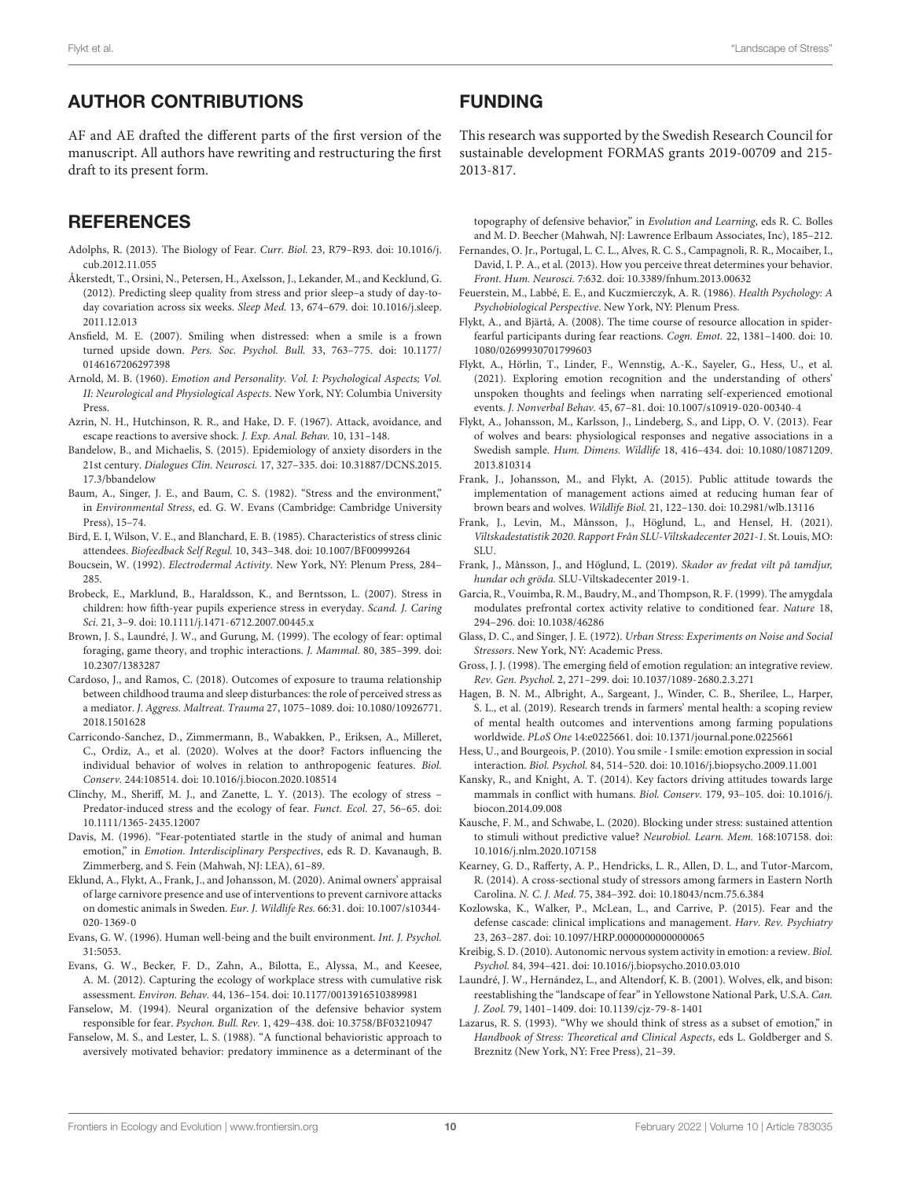## AUTHOR CONTRIBUTIONS

AF and AE drafted the different parts of the first version of the manuscript. All authors have rewriting and restructuring the first draft to its present form.

## FUNDING

This research was supported by the Swedish Research Council for sustainable development FORMAS grants 2019-00709 and 215-2013-817.

## REFERENCES

Adolphs, R. (2013). The Biology of Fear. *Curr. Biol.* 23, R79–R93. doi: 10.1016/j.cub.2012.11.055

Åkerstedt, T., Orsini, N., Petersen, H., Axelsson, J., Lekander, M., and Kecklund, G. (2012). Predicting sleep quality from stress and prior sleep–a study of day-to-day covariation across six weeks. *Sleep Med.* 13, 674–679. doi: 10.1016/j.sleep.2011.12.013

Ansfield, M. E. (2007). Smiling when distressed: when a smile is a frown turned upside down. *Pers. Soc. Psychol. Bull.* 33, 763–775. doi: 10.1177/0146167206297398

Arnold, M. B. (1960). *Emotion and Personality. Vol. I: Psychological Aspects; Vol. II: Neurological and Physiological Aspects*. New York, NY: Columbia University Press.

Azrin, N. H., Hutchinson, R. R., and Hake, D. F. (1967). Attack, avoidance, and escape reactions to aversive shock. *J. Exp. Anal. Behav.* 10, 131–148.

Bandelow, B., and Michaelis, S. (2015). Epidemiology of anxiety disorders in the 21st century. *Dialogues Clin. Neurosci.* 17, 327–335. doi: 10.31887/DCNS.2015.17.3/bbandelow

Baum, A., Singer, J. E., and Baum, C. S. (1982). "Stress and the environment," in *Environmental Stress*, ed. G. W. Evans (Cambridge: Cambridge University Press), 15–74.

Bird, E. I, Wilson, V. E., and Blanchard, E. B. (1985). Characteristics of stress clinic attendees. *Biofeedback Self Regul.* 10, 343–348. doi: 10.1007/BF00999264

Boucsein, W. (1992). *Electrodermal Activity*. New York, NY: Plenum Press, 284–285.

Brobeck, E., Marklund, B., Haraldsson, K., and Berntsson, L. (2007). Stress in children: how fifth-year pupils experience stress in everyday. *Scand. J. Caring Sci.* 21, 3–9. doi: 10.1111/j.1471-6712.2007.00445.x

Brown, J. S., Laundré, J. W., and Gurung, M. (1999). The ecology of fear: optimal foraging, game theory, and trophic interactions. *J. Mammal.* 80, 385–399. doi: 10.2307/1383287

Cardoso, J., and Ramos, C. (2018). Outcomes of exposure to trauma relationship between childhood trauma and sleep disturbances: the role of perceived stress as a mediator. *J. Aggress. Maltreat. Trauma* 27, 1075–1089. doi: 10.1080/10926771.2018.1501628

Carricondo-Sanchez, D., Zimmermann, B., Wabakken, P., Eriksen, A., Milleret, C., Ordiz, A., et al. (2020). Wolves at the door? Factors influencing the individual behavior of wolves in relation to anthropogenic features. *Biol. Conserv.* 244:108514. doi: 10.1016/j.biocon.2020.108514

Clinchy, M., Sheriff, M. J., and Zanette, L. Y. (2013). The ecology of stress – Predator-induced stress and the ecology of fear. *Funct. Ecol.* 27, 56–65. doi: 10.1111/1365-2435.12007

Davis, M. (1996). "Fear-potentiated startle in the study of animal and human emotion," in *Emotion. Interdisciplinary Perspectives*, eds R. D. Kavanaugh, B. Zimmerberg, and S. Fein (Mahwah, NJ: LEA), 61–89.

Eklund, A., Flykt, A., Frank, J., and Johansson, M. (2020). Animal owners' appraisal of large carnivore presence and use of interventions to prevent carnivore attacks on domestic animals in Sweden. *Eur. J. Wildlife Res.* 66:31. doi: 10.1007/s10344-020-1369-0

Evans, G. W. (1996). Human well-being and the built environment. *Int. J. Psychol.* 31:5053.

Evans, G. W., Becker, F. D., Zahn, A., Bilotta, E., Alyssa, M., and Keesee, A. M. (2012). Capturing the ecology of workplace stress with cumulative risk assessment. *Environ. Behav.* 44, 136–154. doi: 10.1177/0013916510389981

Fanselow, M. (1994). Neural organization of the defensive behavior system responsible for fear. *Psychon. Bull. Rev.* 1, 429–438. doi: 10.3758/BF03210947

Fanselow, M. S., and Lester, L. S. (1988). "A functional behavioristic approach to aversively motivated behavior: predatory imminence as a determinant of the topography of defensive behavior," in *Evolution and Learning*, eds R. C. Bolles and M. D. Beecher (Mahwah, NJ: Lawrence Erlbaum Associates, Inc), 185–212.

Fernandes, O. Jr., Portugal, L. C. L., Alves, R. C. S., Campagnoli, R. R., Mocaiber, I., David, I. P. A., et al. (2013). How you perceive threat determines your behavior. *Front. Hum. Neurosci.* 7:632. doi: 10.3389/fnhum.2013.00632

Feuerstein, M., Labbé, E. E., and Kuczmierczyk, A. R. (1986). *Health Psychology: A Psychobiological Perspective*. New York, NY: Plenum Press.

Flykt, A., and Bjärtå, A. (2008). The time course of resource allocation in spider-fearful participants during fear reactions. *Cogn. Emot.* 22, 1381–1400. doi: 10.1080/02699930701799603

Flykt, A., Hörlin, T., Linder, F., Wennstig, A.-K., Sayeler, G., Hess, U., et al. (2021). Exploring emotion recognition and the understanding of others' unspoken thoughts and feelings when narrating self-experienced emotional events. *J. Nonverbal Behav.* 45, 67–81. doi: 10.1007/s10919-020-00340-4

Flykt, A., Johansson, M., Karlsson, J., Lindeberg, S., and Lipp, O. V. (2013). Fear of wolves and bears: physiological responses and negative associations in a Swedish sample. *Hum. Dimens. Wildlife* 18, 416–434. doi: 10.1080/10871209.2013.810314

Frank, J., Johansson, M., and Flykt, A. (2015). Public attitude towards the implementation of management actions aimed at reducing human fear of brown bears and wolves. *Wildlife Biol.* 21, 122–130. doi: 10.2981/wlb.13116

Frank, J., Levin, M., Månsson, J., Höglund, L., and Hensel, H. (2021). *Viltskadestatistik 2020. Rapport Från SLU-Viltskadecenter 2021-1*. St. Louis, MO: SLU.

Frank, J., Månsson, J., and Höglund, L. (2019). *Skador av fredat vilt på tamdjur, hundar och gröda.* SLU-Viltskadecenter 2019-1.

Garcia, R., Vouimba, R. M., Baudry, M., and Thompson, R. F. (1999). The amygdala modulates prefrontal cortex activity relative to conditioned fear. *Nature* 18, 294–296. doi: 10.1038/46286

Glass, D. C., and Singer, J. E. (1972). *Urban Stress: Experiments on Noise and Social Stressors*. New York, NY: Academic Press.

Gross, J. J. (1998). The emerging field of emotion regulation: an integrative review. *Rev. Gen. Psychol.* 2, 271–299. doi: 10.1037/1089-2680.2.3.271

Hagen, B. N. M., Albright, A., Sargeant, J., Winder, C. B., Sherilee, L., Harper, S. L., et al. (2019). Research trends in farmers' mental health: a scoping review of mental health outcomes and interventions among farming populations worldwide. *PLoS One* 14:e0225661. doi: 10.1371/journal.pone.0225661

Hess, U., and Bourgeois, P. (2010). You smile - I smile: emotion expression in social interaction. *Biol. Psychol.* 84, 514–520. doi: 10.1016/j.biopsycho.2009.11.001

Kansky, R., and Knight, A. T. (2014). Key factors driving attitudes towards large mammals in conflict with humans. *Biol. Conserv.* 179, 93–105. doi: 10.1016/j.biocon.2014.09.008

Kausche, F. M., and Schwabe, L. (2020). Blocking under stress: sustained attention to stimuli without predictive value? *Neurobiol. Learn. Mem.* 168:107158. doi: 10.1016/j.nlm.2020.107158

Kearney, G. D., Rafferty, A. P., Hendricks, L. R., Allen, D. L., and Tutor-Marcom, R. (2014). A cross-sectional study of stressors among farmers in Eastern North Carolina. *N. C. J. Med.* 75, 384–392. doi: 10.18043/ncm.75.6.384

Kozlowska, K., Walker, P., McLean, L., and Carrive, P. (2015). Fear and the defense cascade: clinical implications and management. *Harv. Rev. Psychiatry* 23, 263–287. doi: 10.1097/HRP.0000000000000065

Kreibig, S. D. (2010). Autonomic nervous system activity in emotion: a review. *Biol. Psychol.* 84, 394–421. doi: 10.1016/j.biopsycho.2010.03.010

Laundré, J. W., Hernández, L., and Altendorf, K. B. (2001). Wolves, elk, and bison: reestablishing the "landscape of fear" in Yellowstone National Park, U.S.A. *Can. J. Zool.* 79, 1401–1409. doi: 10.1139/cjz-79-8-1401

Lazarus, R. S. (1993). "Why we should think of stress as a subset of emotion," in *Handbook of Stress: Theoretical and Clinical Aspects*, eds L. Goldberger and S. Breznitz (New York, NY: Free Press), 21–39.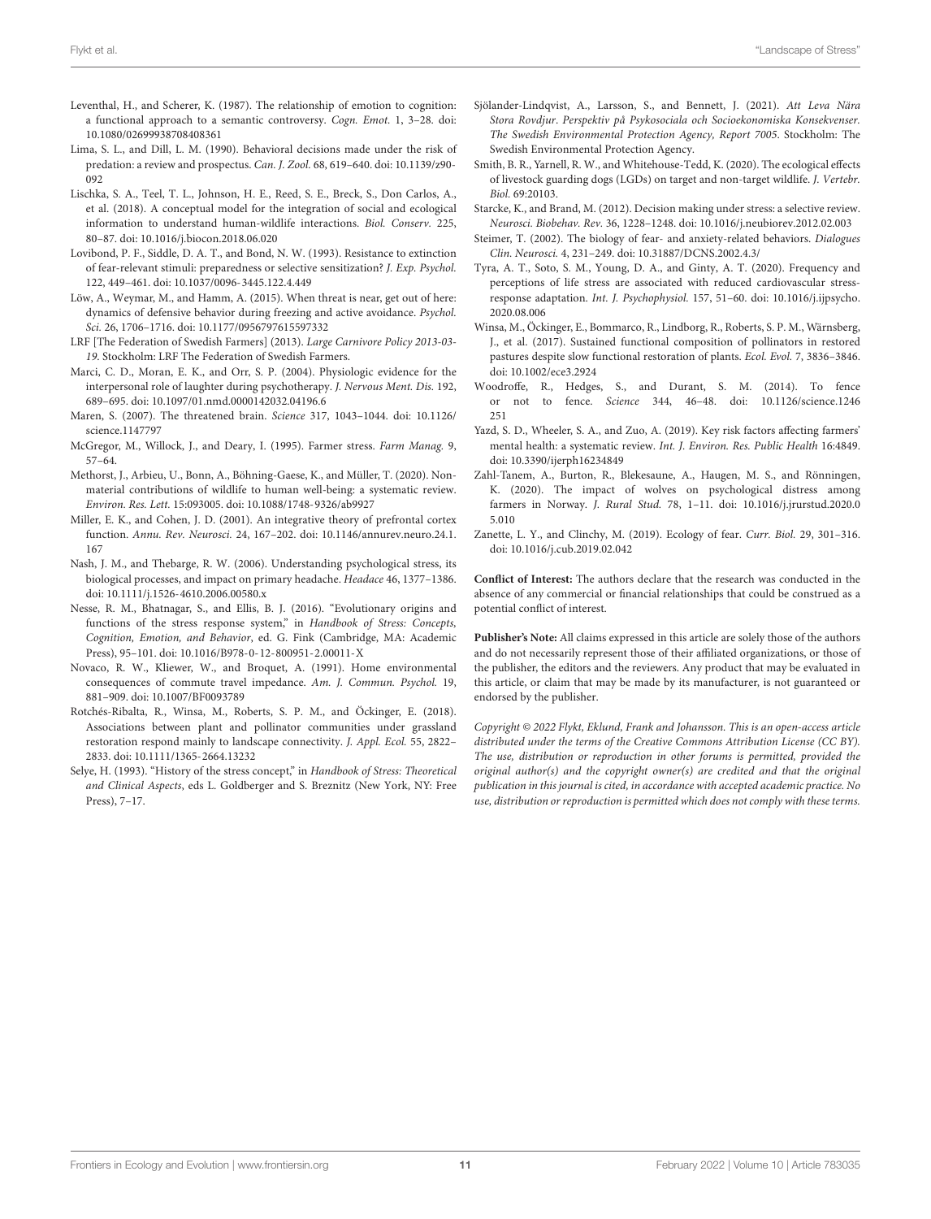Leventhal, H., and Scherer, K. (1987). The relationship of emotion to cognition: a functional approach to a semantic controversy. *Cogn. Emot.* 1, 3–28. doi: 10.1080/02699938708408361

Lima, S. L., and Dill, L. M. (1990). Behavioral decisions made under the risk of predation: a review and prospectus. *Can. J. Zool.* 68, 619–640. doi: 10.1139/z90-092

Lischka, S. A., Teel, T. L., Johnson, H. E., Reed, S. E., Breck, S., Don Carlos, A., et al. (2018). A conceptual model for the integration of social and ecological information to understand human-wildlife interactions. *Biol. Conserv.* 225, 80–87. doi: 10.1016/j.biocon.2018.06.020

Lovibond, P. F., Siddle, D. A. T., and Bond, N. W. (1993). Resistance to extinction of fear-relevant stimuli: preparedness or selective sensitization? *J. Exp. Psychol.* 122, 449–461. doi: 10.1037/0096-3445.122.4.449

Löw, A., Weymar, M., and Hamm, A. (2015). When threat is near, get out of here: dynamics of defensive behavior during freezing and active avoidance. *Psychol. Sci.* 26, 1706–1716. doi: 10.1177/0956797615597332

LRF [The Federation of Swedish Farmers] (2013). *Large Carnivore Policy 2013-03-19.* Stockholm: LRF The Federation of Swedish Farmers.

Marci, C. D., Moran, E. K., and Orr, S. P. (2004). Physiologic evidence for the interpersonal role of laughter during psychotherapy. *J. Nervous Ment. Dis.* 192, 689–695. doi: 10.1097/01.nmd.0000142032.04196.6

Maren, S. (2007). The threatened brain. *Science* 317, 1043–1044. doi: 10.1126/science.1147797

McGregor, M., Willock, J., and Deary, I. (1995). Farmer stress. *Farm Manag.* 9, 57–64.

Methorst, J., Arbieu, U., Bonn, A., Böhning-Gaese, K., and Müller, T. (2020). Non-material contributions of wildlife to human well-being: a systematic review. *Environ. Res. Lett.* 15:093005. doi: 10.1088/1748-9326/ab9927

Miller, E. K., and Cohen, J. D. (2001). An integrative theory of prefrontal cortex function. *Annu. Rev. Neurosci.* 24, 167–202. doi: 10.1146/annurev.neuro.24.1.167

Nash, J. M., and Thebarge, R. W. (2006). Understanding psychological stress, its biological processes, and impact on primary headache. *Headace* 46, 1377–1386. doi: 10.1111/j.1526-4610.2006.00580.x

Nesse, R. M., Bhatnagar, S., and Ellis, B. J. (2016). "Evolutionary origins and functions of the stress response system," in *Handbook of Stress: Concepts, Cognition, Emotion, and Behavior*, ed. G. Fink (Cambridge, MA: Academic Press), 95–101. doi: 10.1016/B978-0-12-800951-2.00011-X

Novaco, R. W., Kliewer, W., and Broquet, A. (1991). Home environmental consequences of commute travel impedance. *Am. J. Commun. Psychol.* 19, 881–909. doi: 10.1007/BF0093789

Rotchés-Ribalta, R., Winsa, M., Roberts, S. P. M., and Öckinger, E. (2018). Associations between plant and pollinator communities under grassland restoration respond mainly to landscape connectivity. *J. Appl. Ecol.* 55, 2822–2833. doi: 10.1111/1365-2664.13232

Selye, H. (1993). "History of the stress concept," in *Handbook of Stress: Theoretical and Clinical Aspects*, eds L. Goldberger and S. Breznitz (New York, NY: Free Press), 7–17.

Sjölander-Lindqvist, A., Larsson, S., and Bennett, J. (2021). *Att Leva Nära Stora Rovdjur. Perspektiv på Psykosociala och Socioekonomiska Konsekvenser. The Swedish Environmental Protection Agency, Report 7005*. Stockholm: The Swedish Environmental Protection Agency.

Smith, B. R., Yarnell, R. W., and Whitehouse-Tedd, K. (2020). The ecological effects of livestock guarding dogs (LGDs) on target and non-target wildlife. *J. Vertebr. Biol.* 69:20103.

Starcke, K., and Brand, M. (2012). Decision making under stress: a selective review. *Neurosci. Biobehav. Rev.* 36, 1228–1248. doi: 10.1016/j.neubiorev.2012.02.003

Steimer, T. (2002). The biology of fear- and anxiety-related behaviors. *Dialogues Clin. Neurosci.* 4, 231–249. doi: 10.31887/DCNS.2002.4.3/

Tyra, A. T., Soto, S. M., Young, D. A., and Ginty, A. T. (2020). Frequency and perceptions of life stress are associated with reduced cardiovascular stress-response adaptation. *Int. J. Psychophysiol.* 157, 51–60. doi: 10.1016/j.ijpsycho.2020.08.006

Winsa, M., Öckinger, E., Bommarco, R., Lindborg, R., Roberts, S. P. M., Wärnsberg, J., et al. (2017). Sustained functional composition of pollinators in restored pastures despite slow functional restoration of plants. *Ecol. Evol.* 7, 3836–3846. doi: 10.1002/ece3.2924

Woodroffe, R., Hedges, S., and Durant, S. M. (2014). To fence or not to fence. *Science* 344, 46–48. doi: 10.1126/science.1246251

Yazd, S. D., Wheeler, S. A., and Zuo, A. (2019). Key risk factors affecting farmers' mental health: a systematic review. *Int. J. Environ. Res. Public Health* 16:4849. doi: 10.3390/ijerph16234849

Zahl-Tanem, A., Burton, R., Blekesaune, A., Haugen, M. S., and Rönningen, K. (2020). The impact of wolves on psychological distress among farmers in Norway. *J. Rural Stud.* 78, 1–11. doi: 10.1016/j.jrurstud.2020.05.010

Zanette, L. Y., and Clinchy, M. (2019). Ecology of fear. *Curr. Biol.* 29, 301–316. doi: 10.1016/j.cub.2019.02.042

**Conflict of Interest:** The authors declare that the research was conducted in the absence of any commercial or financial relationships that could be construed as a potential conflict of interest.

**Publisher's Note:** All claims expressed in this article are solely those of the authors and do not necessarily represent those of their affiliated organizations, or those of the publisher, the editors and the reviewers. Any product that may be evaluated in this article, or claim that may be made by its manufacturer, is not guaranteed or endorsed by the publisher.

*Copyright © 2022 Flykt, Eklund, Frank and Johansson. This is an open-access article distributed under the terms of the Creative Commons Attribution License (CC BY). The use, distribution or reproduction in other forums is permitted, provided the original author(s) and the copyright owner(s) are credited and that the original publication in this journal is cited, in accordance with accepted academic practice. No use, distribution or reproduction is permitted which does not comply with these terms.*